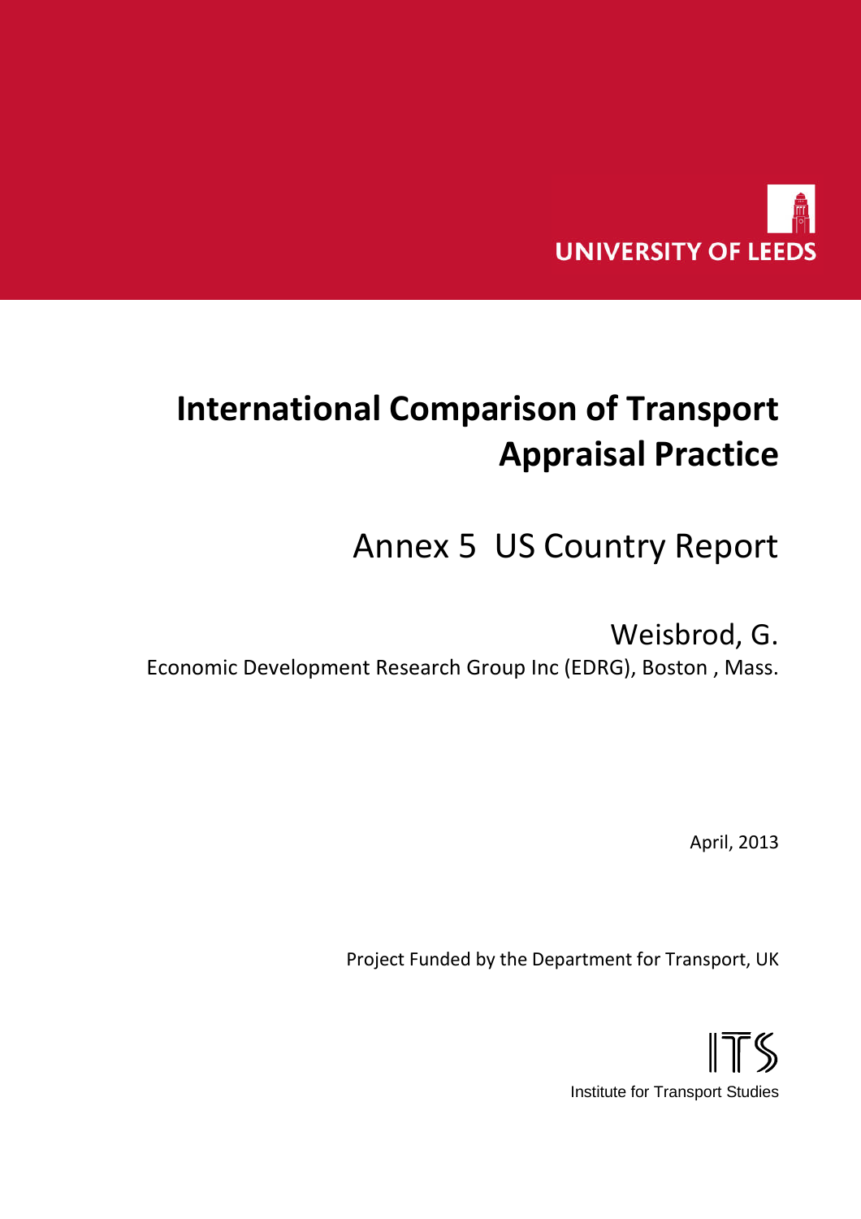UNIVERSITY OF LEEDS

# International Comparison of Transport Appraisal Practice

## Annex 5 US Country Report

Weisbrod, G.

Economic Development Research Group Inc (EDRG), Boston , Mass.

April, 2013

Project Funded by the Department for Transport, UK

ITS

Institute for Transport Studies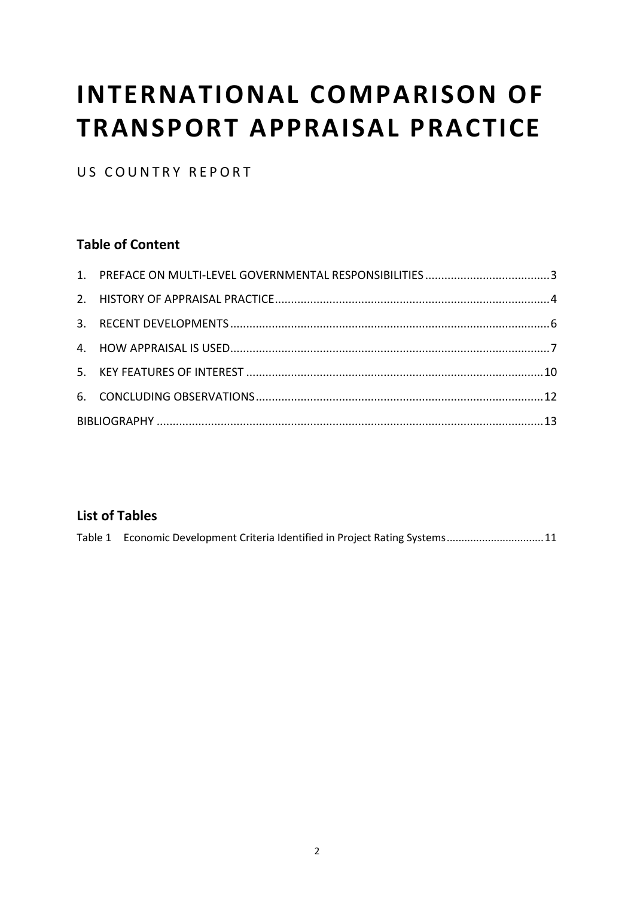# INTERNATIONAL COMPARISON OF TRANSPORT APPRAISAL PRACTICE

US COUNTRY REPORT

## Table of Content

1. PREFACE ON MULTI-LEVEL GOVERNMENTAL RESPONSIBILITIES .......... 3
2. HISTORY OF APPRAISAL PRACTICE .......... 4
3. RECENT DEVELOPMENTS .......... 6
4. HOW APPRAISAL IS USED .......... 7
5. KEY FEATURES OF INTEREST .......... 10
6. CONCLUDING OBSERVATIONS .......... 12

BIBLIOGRAPHY .......... 13

## List of Tables

Table 1 Economic Development Criteria Identified in Project Rating Systems .......... 11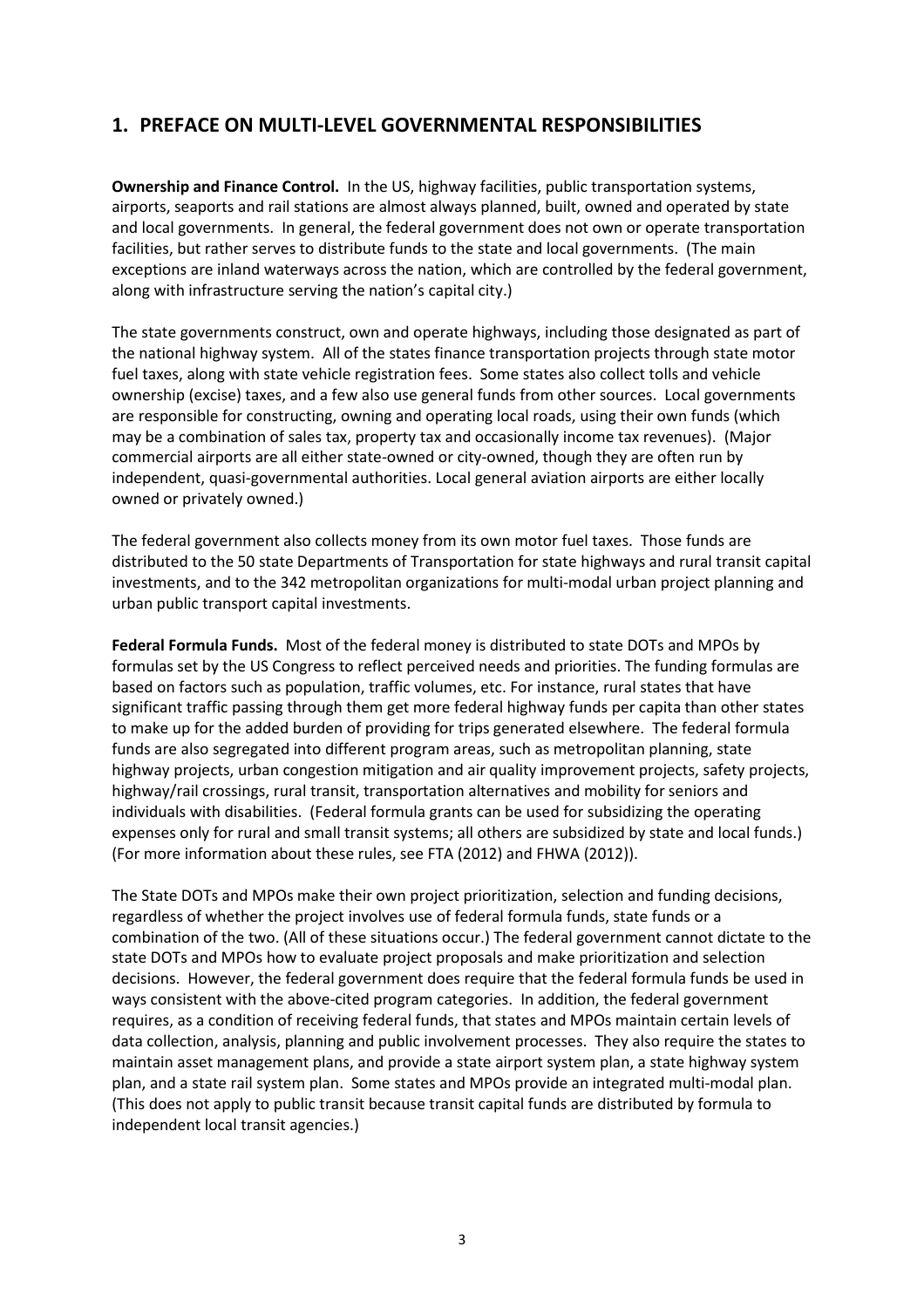## 1. PREFACE ON MULTI-LEVEL GOVERNMENTAL RESPONSIBILITIES

**Ownership and Finance Control.** In the US, highway facilities, public transportation systems, airports, seaports and rail stations are almost always planned, built, owned and operated by state and local governments. In general, the federal government does not own or operate transportation facilities, but rather serves to distribute funds to the state and local governments. (The main exceptions are inland waterways across the nation, which are controlled by the federal government, along with infrastructure serving the nation's capital city.)

The state governments construct, own and operate highways, including those designated as part of the national highway system. All of the states finance transportation projects through state motor fuel taxes, along with state vehicle registration fees. Some states also collect tolls and vehicle ownership (excise) taxes, and a few also use general funds from other sources. Local governments are responsible for constructing, owning and operating local roads, using their own funds (which may be a combination of sales tax, property tax and occasionally income tax revenues). (Major commercial airports are all either state-owned or city-owned, though they are often run by independent, quasi-governmental authorities. Local general aviation airports are either locally owned or privately owned.)

The federal government also collects money from its own motor fuel taxes. Those funds are distributed to the 50 state Departments of Transportation for state highways and rural transit capital investments, and to the 342 metropolitan organizations for multi-modal urban project planning and urban public transport capital investments.

**Federal Formula Funds.** Most of the federal money is distributed to state DOTs and MPOs by formulas set by the US Congress to reflect perceived needs and priorities. The funding formulas are based on factors such as population, traffic volumes, etc. For instance, rural states that have significant traffic passing through them get more federal highway funds per capita than other states to make up for the added burden of providing for trips generated elsewhere. The federal formula funds are also segregated into different program areas, such as metropolitan planning, state highway projects, urban congestion mitigation and air quality improvement projects, safety projects, highway/rail crossings, rural transit, transportation alternatives and mobility for seniors and individuals with disabilities. (Federal formula grants can be used for subsidizing the operating expenses only for rural and small transit systems; all others are subsidized by state and local funds.) (For more information about these rules, see FTA (2012) and FHWA (2012)).

The State DOTs and MPOs make their own project prioritization, selection and funding decisions, regardless of whether the project involves use of federal formula funds, state funds or a combination of the two. (All of these situations occur.) The federal government cannot dictate to the state DOTs and MPOs how to evaluate project proposals and make prioritization and selection decisions. However, the federal government does require that the federal formula funds be used in ways consistent with the above-cited program categories. In addition, the federal government requires, as a condition of receiving federal funds, that states and MPOs maintain certain levels of data collection, analysis, planning and public involvement processes. They also require the states to maintain asset management plans, and provide a state airport system plan, a state highway system plan, and a state rail system plan. Some states and MPOs provide an integrated multi-modal plan. (This does not apply to public transit because transit capital funds are distributed by formula to independent local transit agencies.)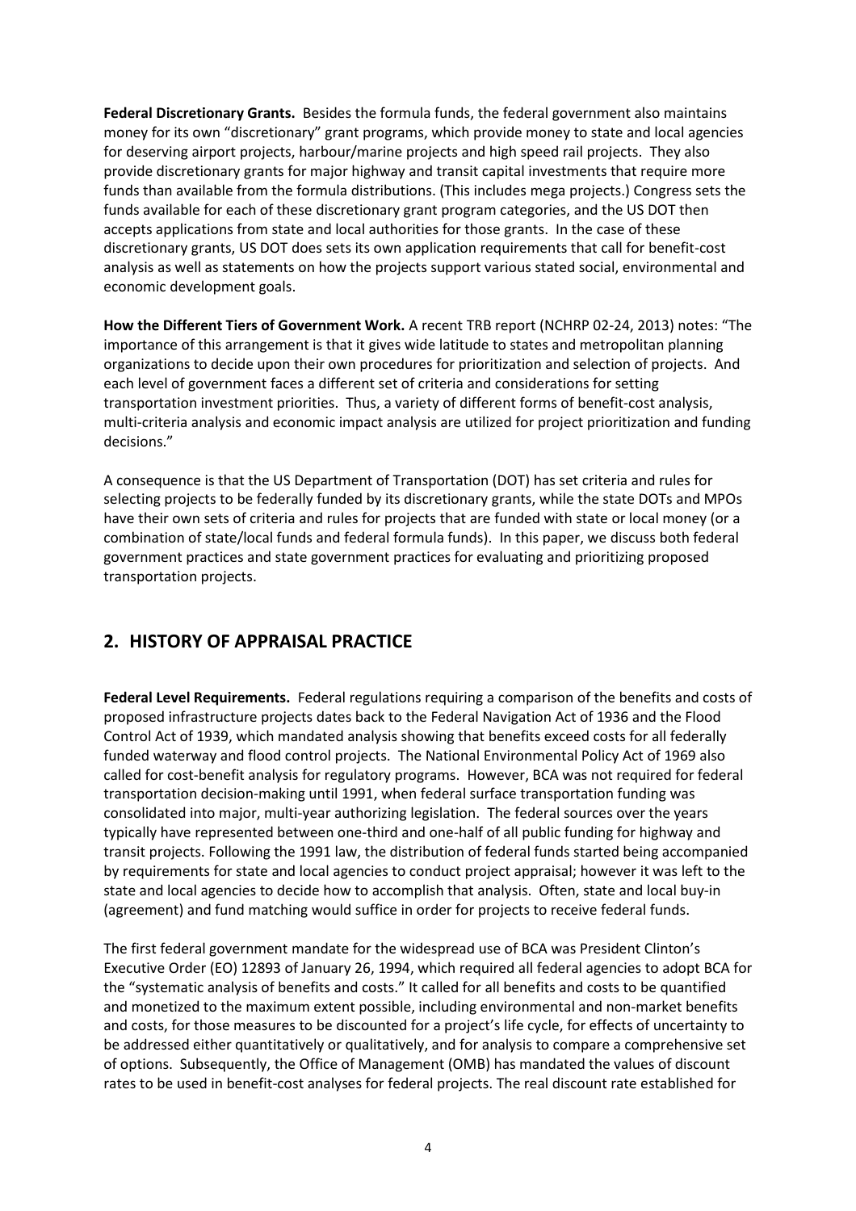**Federal Discretionary Grants.** Besides the formula funds, the federal government also maintains money for its own "discretionary" grant programs, which provide money to state and local agencies for deserving airport projects, harbour/marine projects and high speed rail projects. They also provide discretionary grants for major highway and transit capital investments that require more funds than available from the formula distributions. (This includes mega projects.) Congress sets the funds available for each of these discretionary grant program categories, and the US DOT then accepts applications from state and local authorities for those grants. In the case of these discretionary grants, US DOT does sets its own application requirements that call for benefit-cost analysis as well as statements on how the projects support various stated social, environmental and economic development goals.

**How the Different Tiers of Government Work.** A recent TRB report (NCHRP 02-24, 2013) notes: "The importance of this arrangement is that it gives wide latitude to states and metropolitan planning organizations to decide upon their own procedures for prioritization and selection of projects. And each level of government faces a different set of criteria and considerations for setting transportation investment priorities. Thus, a variety of different forms of benefit-cost analysis, multi-criteria analysis and economic impact analysis are utilized for project prioritization and funding decisions."

A consequence is that the US Department of Transportation (DOT) has set criteria and rules for selecting projects to be federally funded by its discretionary grants, while the state DOTs and MPOs have their own sets of criteria and rules for projects that are funded with state or local money (or a combination of state/local funds and federal formula funds). In this paper, we discuss both federal government practices and state government practices for evaluating and prioritizing proposed transportation projects.

## 2. HISTORY OF APPRAISAL PRACTICE

**Federal Level Requirements.** Federal regulations requiring a comparison of the benefits and costs of proposed infrastructure projects dates back to the Federal Navigation Act of 1936 and the Flood Control Act of 1939, which mandated analysis showing that benefits exceed costs for all federally funded waterway and flood control projects. The National Environmental Policy Act of 1969 also called for cost-benefit analysis for regulatory programs. However, BCA was not required for federal transportation decision-making until 1991, when federal surface transportation funding was consolidated into major, multi-year authorizing legislation. The federal sources over the years typically have represented between one-third and one-half of all public funding for highway and transit projects. Following the 1991 law, the distribution of federal funds started being accompanied by requirements for state and local agencies to conduct project appraisal; however it was left to the state and local agencies to decide how to accomplish that analysis. Often, state and local buy-in (agreement) and fund matching would suffice in order for projects to receive federal funds.

The first federal government mandate for the widespread use of BCA was President Clinton's Executive Order (EO) 12893 of January 26, 1994, which required all federal agencies to adopt BCA for the "systematic analysis of benefits and costs." It called for all benefits and costs to be quantified and monetized to the maximum extent possible, including environmental and non-market benefits and costs, for those measures to be discounted for a project's life cycle, for effects of uncertainty to be addressed either quantitatively or qualitatively, and for analysis to compare a comprehensive set of options. Subsequently, the Office of Management (OMB) has mandated the values of discount rates to be used in benefit-cost analyses for federal projects. The real discount rate established for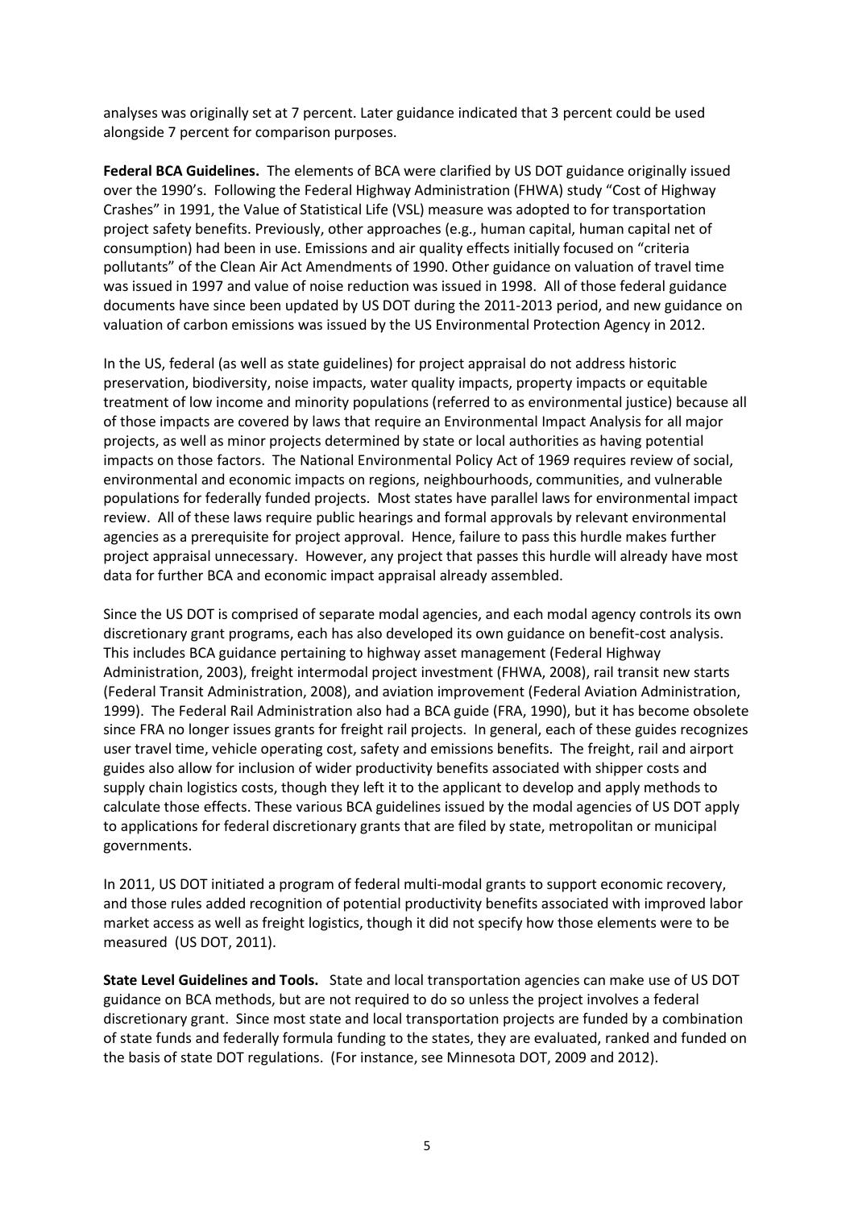analyses was originally set at 7 percent. Later guidance indicated that 3 percent could be used alongside 7 percent for comparison purposes.

**Federal BCA Guidelines.** The elements of BCA were clarified by US DOT guidance originally issued over the 1990's. Following the Federal Highway Administration (FHWA) study "Cost of Highway Crashes" in 1991, the Value of Statistical Life (VSL) measure was adopted to for transportation project safety benefits. Previously, other approaches (e.g., human capital, human capital net of consumption) had been in use. Emissions and air quality effects initially focused on "criteria pollutants" of the Clean Air Act Amendments of 1990. Other guidance on valuation of travel time was issued in 1997 and value of noise reduction was issued in 1998. All of those federal guidance documents have since been updated by US DOT during the 2011-2013 period, and new guidance on valuation of carbon emissions was issued by the US Environmental Protection Agency in 2012.

In the US, federal (as well as state guidelines) for project appraisal do not address historic preservation, biodiversity, noise impacts, water quality impacts, property impacts or equitable treatment of low income and minority populations (referred to as environmental justice) because all of those impacts are covered by laws that require an Environmental Impact Analysis for all major projects, as well as minor projects determined by state or local authorities as having potential impacts on those factors. The National Environmental Policy Act of 1969 requires review of social, environmental and economic impacts on regions, neighbourhoods, communities, and vulnerable populations for federally funded projects. Most states have parallel laws for environmental impact review. All of these laws require public hearings and formal approvals by relevant environmental agencies as a prerequisite for project approval. Hence, failure to pass this hurdle makes further project appraisal unnecessary. However, any project that passes this hurdle will already have most data for further BCA and economic impact appraisal already assembled.

Since the US DOT is comprised of separate modal agencies, and each modal agency controls its own discretionary grant programs, each has also developed its own guidance on benefit-cost analysis. This includes BCA guidance pertaining to highway asset management (Federal Highway Administration, 2003), freight intermodal project investment (FHWA, 2008), rail transit new starts (Federal Transit Administration, 2008), and aviation improvement (Federal Aviation Administration, 1999). The Federal Rail Administration also had a BCA guide (FRA, 1990), but it has become obsolete since FRA no longer issues grants for freight rail projects. In general, each of these guides recognizes user travel time, vehicle operating cost, safety and emissions benefits. The freight, rail and airport guides also allow for inclusion of wider productivity benefits associated with shipper costs and supply chain logistics costs, though they left it to the applicant to develop and apply methods to calculate those effects. These various BCA guidelines issued by the modal agencies of US DOT apply to applications for federal discretionary grants that are filed by state, metropolitan or municipal governments.

In 2011, US DOT initiated a program of federal multi-modal grants to support economic recovery, and those rules added recognition of potential productivity benefits associated with improved labor market access as well as freight logistics, though it did not specify how those elements were to be measured (US DOT, 2011).

**State Level Guidelines and Tools.** State and local transportation agencies can make use of US DOT guidance on BCA methods, but are not required to do so unless the project involves a federal discretionary grant. Since most state and local transportation projects are funded by a combination of state funds and federally formula funding to the states, they are evaluated, ranked and funded on the basis of state DOT regulations. (For instance, see Minnesota DOT, 2009 and 2012).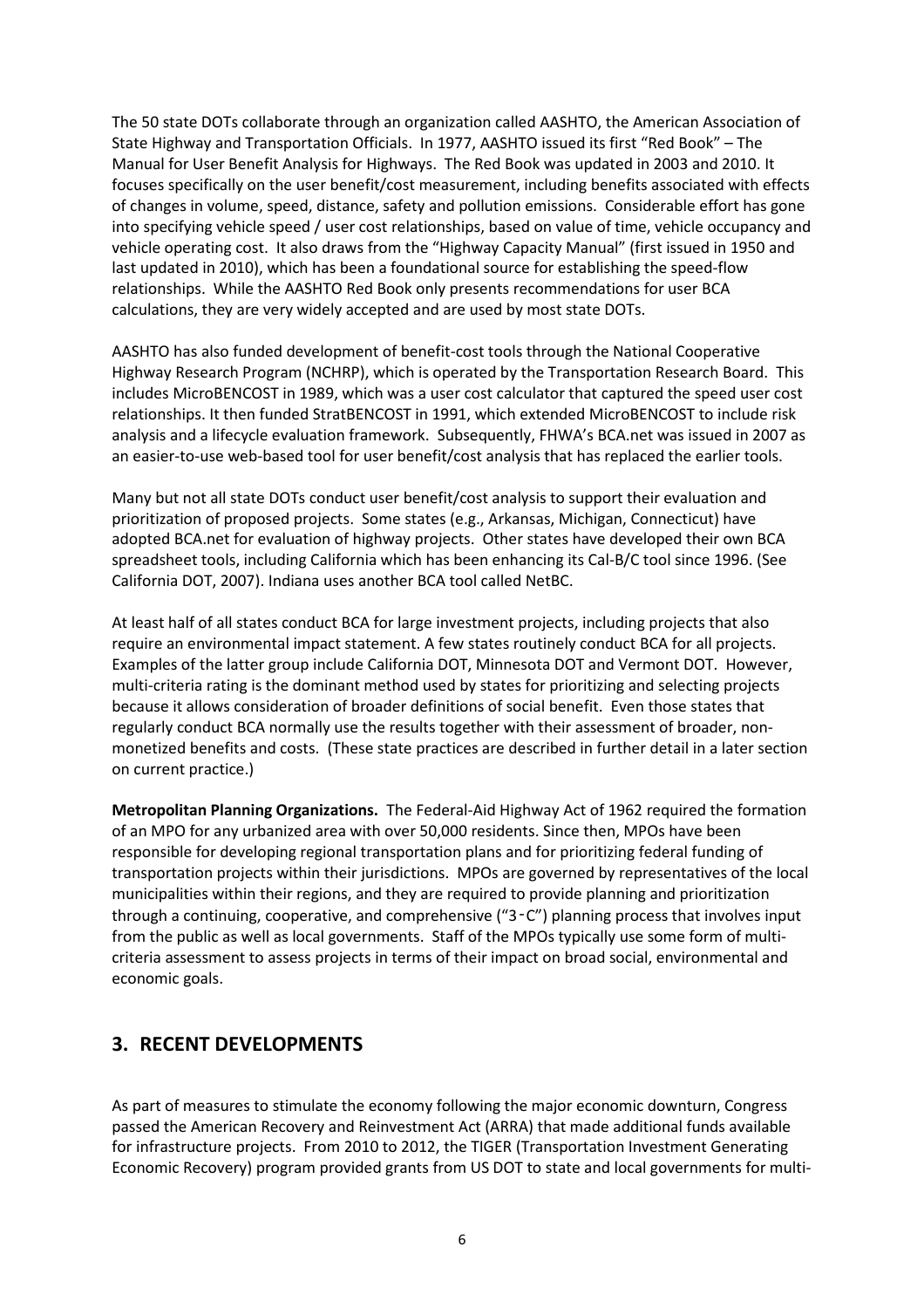The 50 state DOTs collaborate through an organization called AASHTO, the American Association of State Highway and Transportation Officials. In 1977, AASHTO issued its first "Red Book" – The Manual for User Benefit Analysis for Highways. The Red Book was updated in 2003 and 2010. It focuses specifically on the user benefit/cost measurement, including benefits associated with effects of changes in volume, speed, distance, safety and pollution emissions. Considerable effort has gone into specifying vehicle speed / user cost relationships, based on value of time, vehicle occupancy and vehicle operating cost. It also draws from the "Highway Capacity Manual" (first issued in 1950 and last updated in 2010), which has been a foundational source for establishing the speed-flow relationships. While the AASHTO Red Book only presents recommendations for user BCA calculations, they are very widely accepted and are used by most state DOTs.

AASHTO has also funded development of benefit-cost tools through the National Cooperative Highway Research Program (NCHRP), which is operated by the Transportation Research Board. This includes MicroBENCOST in 1989, which was a user cost calculator that captured the speed user cost relationships. It then funded StratBENCOST in 1991, which extended MicroBENCOST to include risk analysis and a lifecycle evaluation framework. Subsequently, FHWA's BCA.net was issued in 2007 as an easier-to-use web-based tool for user benefit/cost analysis that has replaced the earlier tools.

Many but not all state DOTs conduct user benefit/cost analysis to support their evaluation and prioritization of proposed projects. Some states (e.g., Arkansas, Michigan, Connecticut) have adopted BCA.net for evaluation of highway projects. Other states have developed their own BCA spreadsheet tools, including California which has been enhancing its Cal-B/C tool since 1996. (See California DOT, 2007). Indiana uses another BCA tool called NetBC.

At least half of all states conduct BCA for large investment projects, including projects that also require an environmental impact statement. A few states routinely conduct BCA for all projects. Examples of the latter group include California DOT, Minnesota DOT and Vermont DOT. However, multi-criteria rating is the dominant method used by states for prioritizing and selecting projects because it allows consideration of broader definitions of social benefit. Even those states that regularly conduct BCA normally use the results together with their assessment of broader, non-monetized benefits and costs. (These state practices are described in further detail in a later section on current practice.)

**Metropolitan Planning Organizations.** The Federal-Aid Highway Act of 1962 required the formation of an MPO for any urbanized area with over 50,000 residents. Since then, MPOs have been responsible for developing regional transportation plans and for prioritizing federal funding of transportation projects within their jurisdictions. MPOs are governed by representatives of the local municipalities within their regions, and they are required to provide planning and prioritization through a continuing, cooperative, and comprehensive ("3-C") planning process that involves input from the public as well as local governments. Staff of the MPOs typically use some form of multi-criteria assessment to assess projects in terms of their impact on broad social, environmental and economic goals.

## 3. RECENT DEVELOPMENTS

As part of measures to stimulate the economy following the major economic downturn, Congress passed the American Recovery and Reinvestment Act (ARRA) that made additional funds available for infrastructure projects. From 2010 to 2012, the TIGER (Transportation Investment Generating Economic Recovery) program provided grants from US DOT to state and local governments for multi-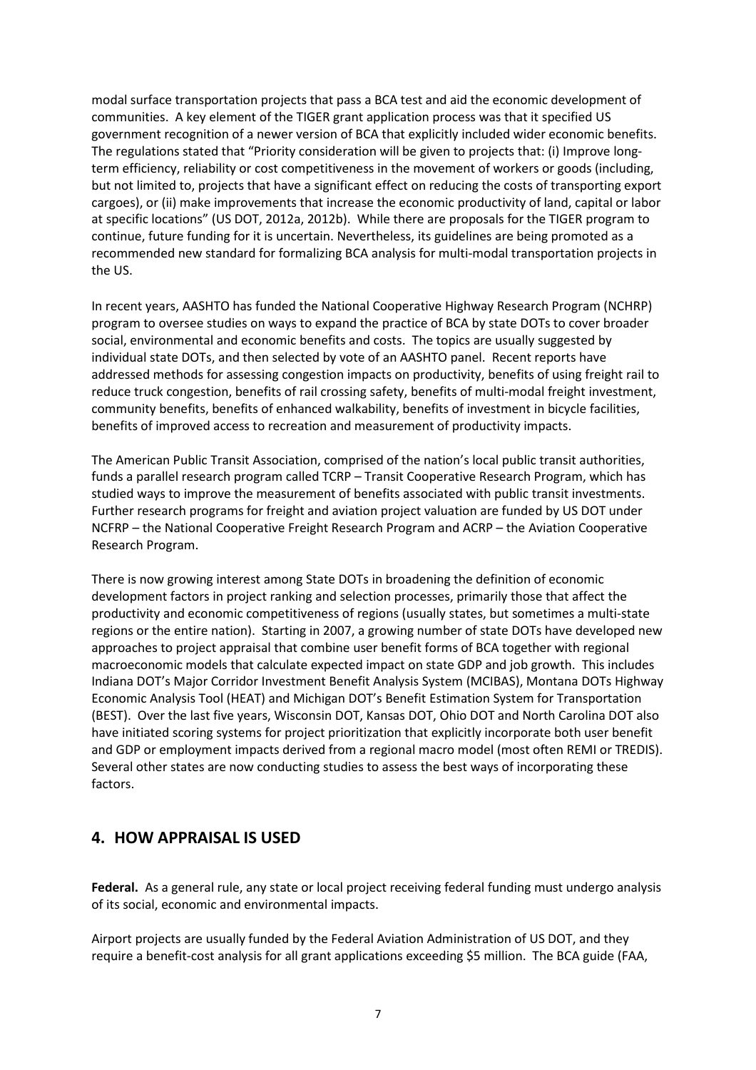modal surface transportation projects that pass a BCA test and aid the economic development of communities. A key element of the TIGER grant application process was that it specified US government recognition of a newer version of BCA that explicitly included wider economic benefits. The regulations stated that "Priority consideration will be given to projects that: (i) Improve long-term efficiency, reliability or cost competitiveness in the movement of workers or goods (including, but not limited to, projects that have a significant effect on reducing the costs of transporting export cargoes), or (ii) make improvements that increase the economic productivity of land, capital or labor at specific locations" (US DOT, 2012a, 2012b). While there are proposals for the TIGER program to continue, future funding for it is uncertain. Nevertheless, its guidelines are being promoted as a recommended new standard for formalizing BCA analysis for multi-modal transportation projects in the US.

In recent years, AASHTO has funded the National Cooperative Highway Research Program (NCHRP) program to oversee studies on ways to expand the practice of BCA by state DOTs to cover broader social, environmental and economic benefits and costs. The topics are usually suggested by individual state DOTs, and then selected by vote of an AASHTO panel. Recent reports have addressed methods for assessing congestion impacts on productivity, benefits of using freight rail to reduce truck congestion, benefits of rail crossing safety, benefits of multi-modal freight investment, community benefits, benefits of enhanced walkability, benefits of investment in bicycle facilities, benefits of improved access to recreation and measurement of productivity impacts.

The American Public Transit Association, comprised of the nation's local public transit authorities, funds a parallel research program called TCRP – Transit Cooperative Research Program, which has studied ways to improve the measurement of benefits associated with public transit investments. Further research programs for freight and aviation project valuation are funded by US DOT under NCFRP – the National Cooperative Freight Research Program and ACRP – the Aviation Cooperative Research Program.

There is now growing interest among State DOTs in broadening the definition of economic development factors in project ranking and selection processes, primarily those that affect the productivity and economic competitiveness of regions (usually states, but sometimes a multi-state regions or the entire nation). Starting in 2007, a growing number of state DOTs have developed new approaches to project appraisal that combine user benefit forms of BCA together with regional macroeconomic models that calculate expected impact on state GDP and job growth. This includes Indiana DOT's Major Corridor Investment Benefit Analysis System (MCIBAS), Montana DOTs Highway Economic Analysis Tool (HEAT) and Michigan DOT's Benefit Estimation System for Transportation (BEST). Over the last five years, Wisconsin DOT, Kansas DOT, Ohio DOT and North Carolina DOT also have initiated scoring systems for project prioritization that explicitly incorporate both user benefit and GDP or employment impacts derived from a regional macro model (most often REMI or TREDIS). Several other states are now conducting studies to assess the best ways of incorporating these factors.

## 4. HOW APPRAISAL IS USED

**Federal.** As a general rule, any state or local project receiving federal funding must undergo analysis of its social, economic and environmental impacts.

Airport projects are usually funded by the Federal Aviation Administration of US DOT, and they require a benefit-cost analysis for all grant applications exceeding $5 million. The BCA guide (FAA,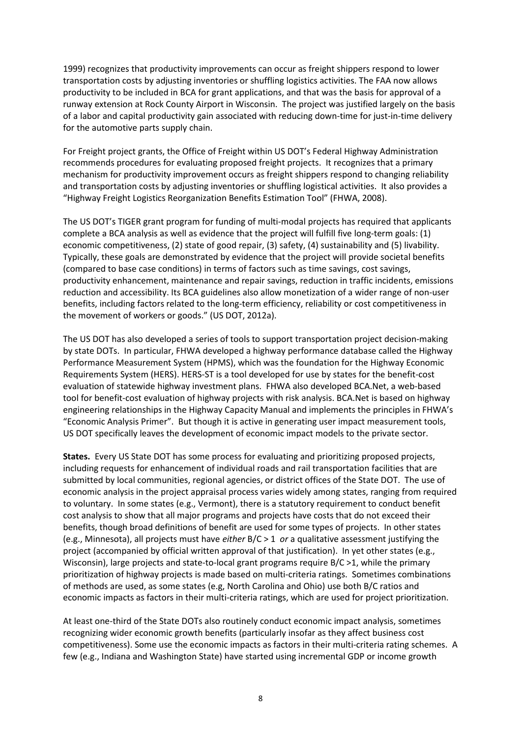1999) recognizes that productivity improvements can occur as freight shippers respond to lower transportation costs by adjusting inventories or shuffling logistics activities. The FAA now allows productivity to be included in BCA for grant applications, and that was the basis for approval of a runway extension at Rock County Airport in Wisconsin. The project was justified largely on the basis of a labor and capital productivity gain associated with reducing down-time for just-in-time delivery for the automotive parts supply chain.

For Freight project grants, the Office of Freight within US DOT's Federal Highway Administration recommends procedures for evaluating proposed freight projects. It recognizes that a primary mechanism for productivity improvement occurs as freight shippers respond to changing reliability and transportation costs by adjusting inventories or shuffling logistical activities. It also provides a "Highway Freight Logistics Reorganization Benefits Estimation Tool" (FHWA, 2008).

The US DOT's TIGER grant program for funding of multi-modal projects has required that applicants complete a BCA analysis as well as evidence that the project will fulfill five long-term goals: (1) economic competitiveness, (2) state of good repair, (3) safety, (4) sustainability and (5) livability. Typically, these goals are demonstrated by evidence that the project will provide societal benefits (compared to base case conditions) in terms of factors such as time savings, cost savings, productivity enhancement, maintenance and repair savings, reduction in traffic incidents, emissions reduction and accessibility. Its BCA guidelines also allow monetization of a wider range of non-user benefits, including factors related to the long-term efficiency, reliability or cost competitiveness in the movement of workers or goods." (US DOT, 2012a).

The US DOT has also developed a series of tools to support transportation project decision-making by state DOTs. In particular, FHWA developed a highway performance database called the Highway Performance Measurement System (HPMS), which was the foundation for the Highway Economic Requirements System (HERS). HERS-ST is a tool developed for use by states for the benefit-cost evaluation of statewide highway investment plans. FHWA also developed BCA.Net, a web-based tool for benefit-cost evaluation of highway projects with risk analysis. BCA.Net is based on highway engineering relationships in the Highway Capacity Manual and implements the principles in FHWA's "Economic Analysis Primer". But though it is active in generating user impact measurement tools, US DOT specifically leaves the development of economic impact models to the private sector.

**States.** Every US State DOT has some process for evaluating and prioritizing proposed projects, including requests for enhancement of individual roads and rail transportation facilities that are submitted by local communities, regional agencies, or district offices of the State DOT. The use of economic analysis in the project appraisal process varies widely among states, ranging from required to voluntary. In some states (e.g., Vermont), there is a statutory requirement to conduct benefit cost analysis to show that all major programs and projects have costs that do not exceed their benefits, though broad definitions of benefit are used for some types of projects. In other states (e.g., Minnesota), all projects must have *either* B/C > 1 *or* a qualitative assessment justifying the project (accompanied by official written approval of that justification). In yet other states (e.g., Wisconsin), large projects and state-to-local grant programs require B/C >1, while the primary prioritization of highway projects is made based on multi-criteria ratings. Sometimes combinations of methods are used, as some states (e.g, North Carolina and Ohio) use both B/C ratios and economic impacts as factors in their multi-criteria ratings, which are used for project prioritization.

At least one-third of the State DOTs also routinely conduct economic impact analysis, sometimes recognizing wider economic growth benefits (particularly insofar as they affect business cost competitiveness). Some use the economic impacts as factors in their multi-criteria rating schemes. A few (e.g., Indiana and Washington State) have started using incremental GDP or income growth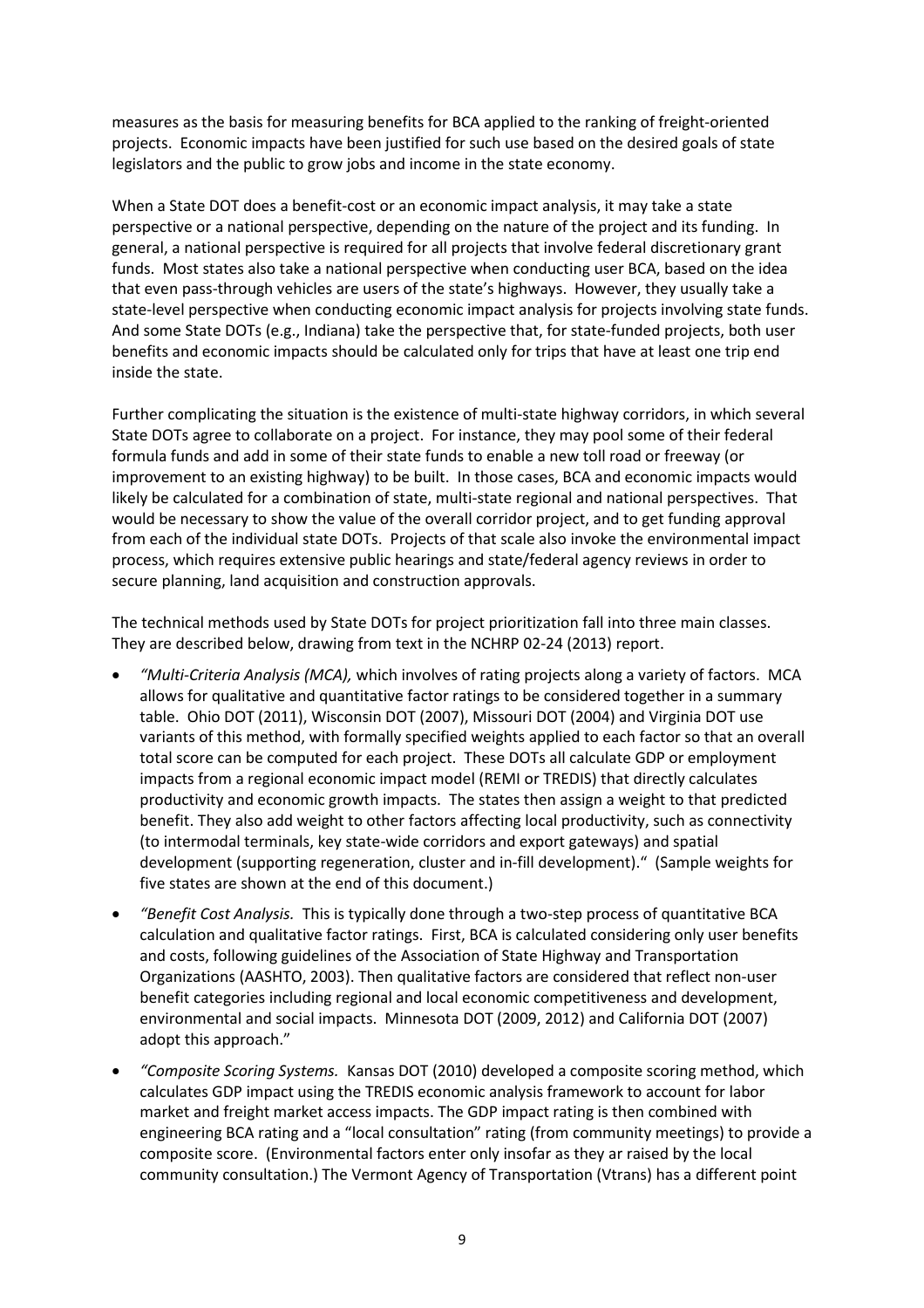measures as the basis for measuring benefits for BCA applied to the ranking of freight-oriented projects. Economic impacts have been justified for such use based on the desired goals of state legislators and the public to grow jobs and income in the state economy.

When a State DOT does a benefit-cost or an economic impact analysis, it may take a state perspective or a national perspective, depending on the nature of the project and its funding. In general, a national perspective is required for all projects that involve federal discretionary grant funds. Most states also take a national perspective when conducting user BCA, based on the idea that even pass-through vehicles are users of the state's highways. However, they usually take a state-level perspective when conducting economic impact analysis for projects involving state funds. And some State DOTs (e.g., Indiana) take the perspective that, for state-funded projects, both user benefits and economic impacts should be calculated only for trips that have at least one trip end inside the state.

Further complicating the situation is the existence of multi-state highway corridors, in which several State DOTs agree to collaborate on a project. For instance, they may pool some of their federal formula funds and add in some of their state funds to enable a new toll road or freeway (or improvement to an existing highway) to be built. In those cases, BCA and economic impacts would likely be calculated for a combination of state, multi-state regional and national perspectives. That would be necessary to show the value of the overall corridor project, and to get funding approval from each of the individual state DOTs. Projects of that scale also invoke the environmental impact process, which requires extensive public hearings and state/federal agency reviews in order to secure planning, land acquisition and construction approvals.

The technical methods used by State DOTs for project prioritization fall into three main classes. They are described below, drawing from text in the NCHRP 02-24 (2013) report.

- *"Multi-Criteria Analysis (MCA),* which involves of rating projects along a variety of factors. MCA allows for qualitative and quantitative factor ratings to be considered together in a summary table. Ohio DOT (2011), Wisconsin DOT (2007), Missouri DOT (2004) and Virginia DOT use variants of this method, with formally specified weights applied to each factor so that an overall total score can be computed for each project. These DOTs all calculate GDP or employment impacts from a regional economic impact model (REMI or TREDIS) that directly calculates productivity and economic growth impacts. The states then assign a weight to that predicted benefit. They also add weight to other factors affecting local productivity, such as connectivity (to intermodal terminals, key state-wide corridors and export gateways) and spatial development (supporting regeneration, cluster and in-fill development)." (Sample weights for five states are shown at the end of this document.)
- *"Benefit Cost Analysis.* This is typically done through a two-step process of quantitative BCA calculation and qualitative factor ratings. First, BCA is calculated considering only user benefits and costs, following guidelines of the Association of State Highway and Transportation Organizations (AASHTO, 2003). Then qualitative factors are considered that reflect non-user benefit categories including regional and local economic competitiveness and development, environmental and social impacts. Minnesota DOT (2009, 2012) and California DOT (2007) adopt this approach."
- *"Composite Scoring Systems.* Kansas DOT (2010) developed a composite scoring method, which calculates GDP impact using the TREDIS economic analysis framework to account for labor market and freight market access impacts. The GDP impact rating is then combined with engineering BCA rating and a "local consultation" rating (from community meetings) to provide a composite score. (Environmental factors enter only insofar as they ar raised by the local community consultation.) The Vermont Agency of Transportation (Vtrans) has a different point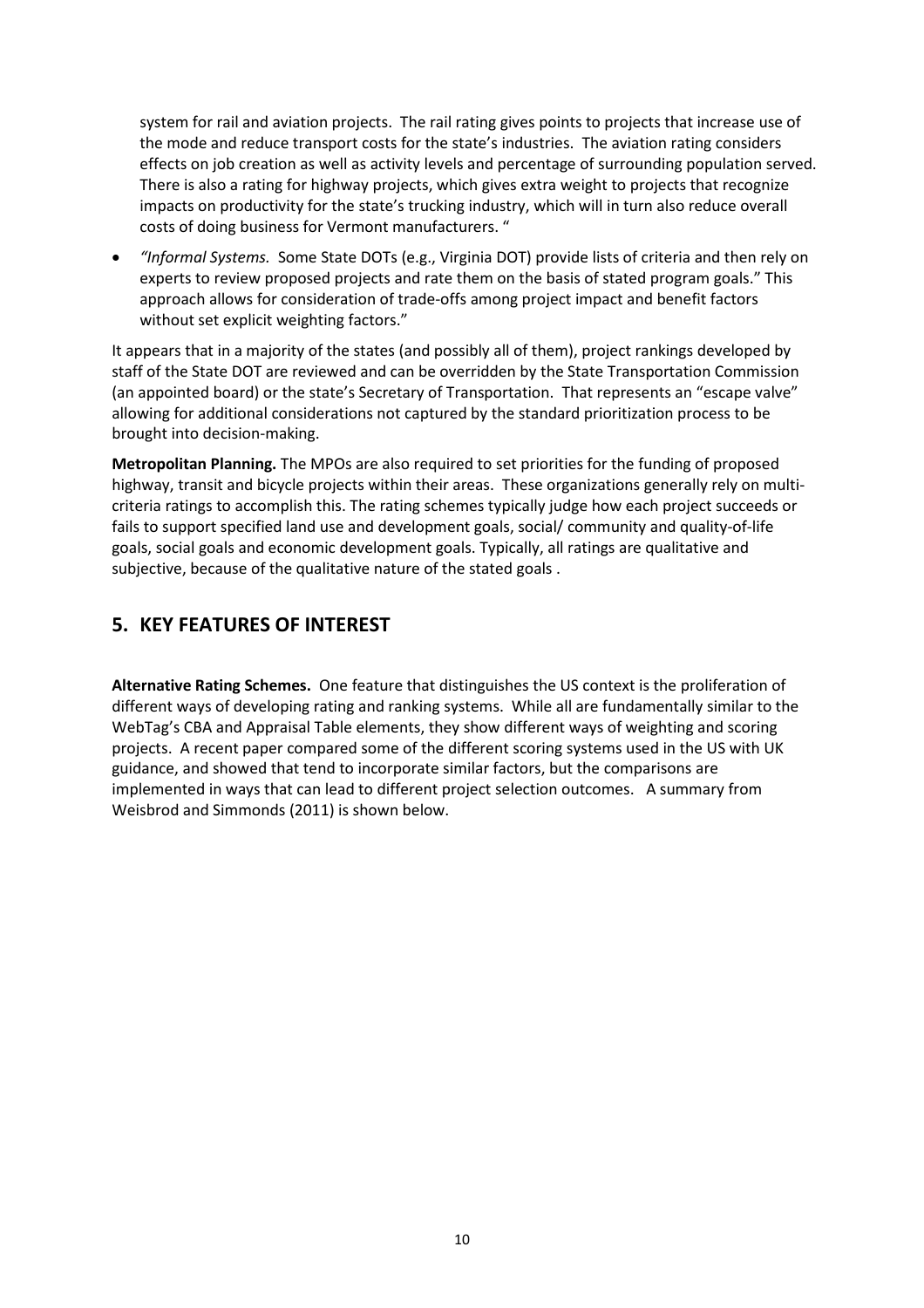system for rail and aviation projects. The rail rating gives points to projects that increase use of the mode and reduce transport costs for the state's industries. The aviation rating considers effects on job creation as well as activity levels and percentage of surrounding population served. There is also a rating for highway projects, which gives extra weight to projects that recognize impacts on productivity for the state's trucking industry, which will in turn also reduce overall costs of doing business for Vermont manufacturers. "

- *"Informal Systems.* Some State DOTs (e.g., Virginia DOT) provide lists of criteria and then rely on experts to review proposed projects and rate them on the basis of stated program goals." This approach allows for consideration of trade-offs among project impact and benefit factors without set explicit weighting factors."

It appears that in a majority of the states (and possibly all of them), project rankings developed by staff of the State DOT are reviewed and can be overridden by the State Transportation Commission (an appointed board) or the state's Secretary of Transportation. That represents an "escape valve" allowing for additional considerations not captured by the standard prioritization process to be brought into decision-making.

**Metropolitan Planning.** The MPOs are also required to set priorities for the funding of proposed highway, transit and bicycle projects within their areas. These organizations generally rely on multi-criteria ratings to accomplish this. The rating schemes typically judge how each project succeeds or fails to support specified land use and development goals, social/ community and quality-of-life goals, social goals and economic development goals. Typically, all ratings are qualitative and subjective, because of the qualitative nature of the stated goals .

## 5. KEY FEATURES OF INTEREST

**Alternative Rating Schemes.** One feature that distinguishes the US context is the proliferation of different ways of developing rating and ranking systems. While all are fundamentally similar to the WebTag's CBA and Appraisal Table elements, they show different ways of weighting and scoring projects. A recent paper compared some of the different scoring systems used in the US with UK guidance, and showed that tend to incorporate similar factors, but the comparisons are implemented in ways that can lead to different project selection outcomes. A summary from Weisbrod and Simmonds (2011) is shown below.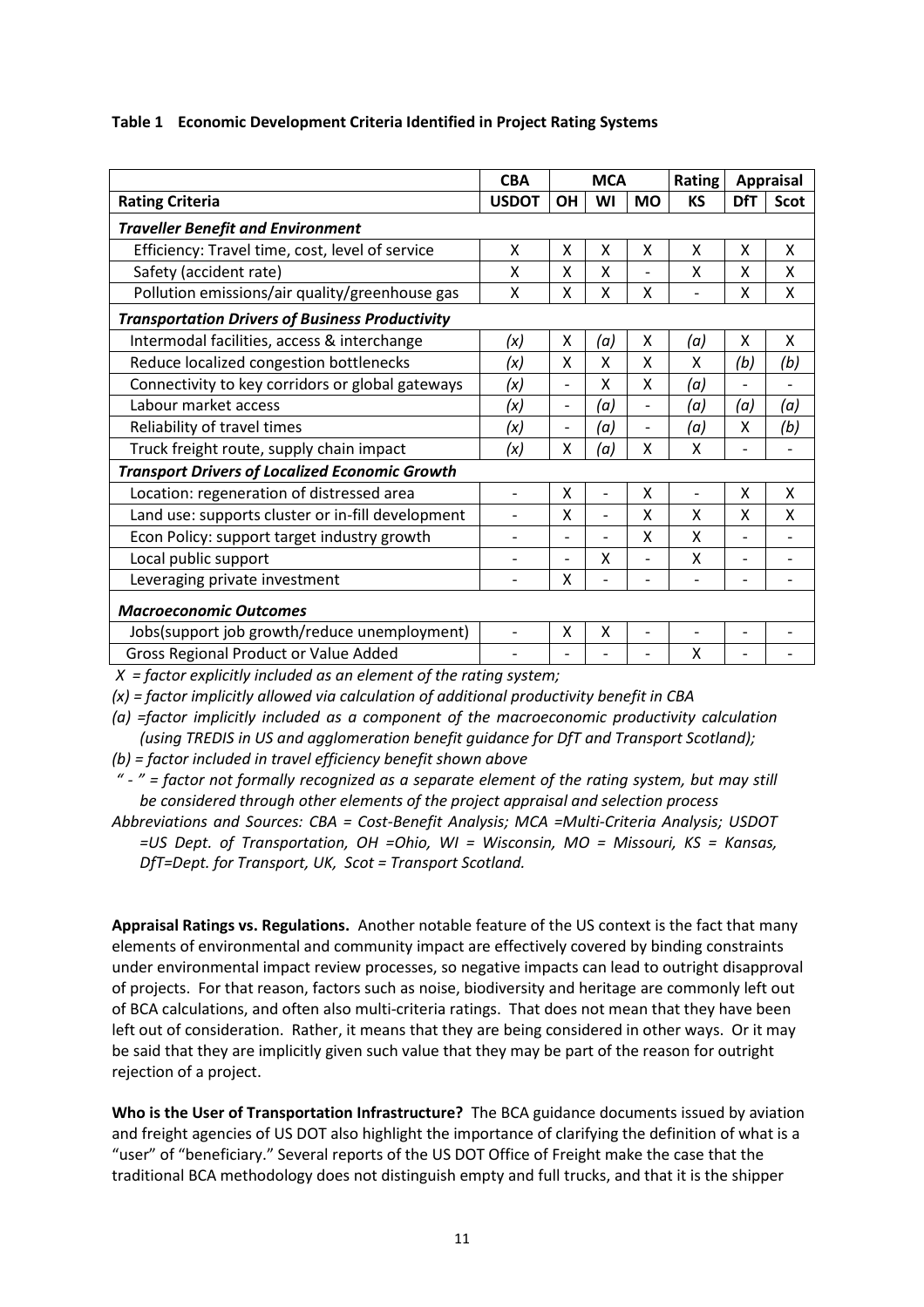**Table 1 Economic Development Criteria Identified in Project Rating Systems**

| | CBA | MCA | | | Rating | Appraisal | |
|---|---|---|---|---|---|---|---|
| **Rating Criteria** | **USDOT** | **OH** | **WI** | **MO** | **KS** | **DfT** | **Scot** |
| ***Traveller Benefit and Environment*** | | | | | | | |
| Efficiency: Travel time, cost, level of service | X | X | X | X | X | X | X |
| Safety (accident rate) | X | X | X | - | X | X | X |
| Pollution emissions/air quality/greenhouse gas | X | X | X | X | - | X | X |
| ***Transportation Drivers of Business Productivity*** | | | | | | | |
| Intermodal facilities, access & interchange | *(x)* | X | *(a)* | X | *(a)* | X | X |
| Reduce localized congestion bottlenecks | *(x)* | X | X | X | X | *(b)* | *(b)* |
| Connectivity to key corridors or global gateways | *(x)* | - | X | X | *(a)* | - | - |
| Labour market access | *(x)* | - | *(a)* | - | *(a)* | *(a)* | *(a)* |
| Reliability of travel times | *(x)* | - | *(a)* | - | *(a)* | X | *(b)* |
| Truck freight route, supply chain impact | *(x)* | X | *(a)* | X | X | - | - |
| ***Transport Drivers of Localized Economic Growth*** | | | | | | | |
| Location: regeneration of distressed area | - | X | - | X | - | X | X |
| Land use: supports cluster or in-fill development | - | X | - | X | X | X | X |
| Econ Policy: support target industry growth | - | - | - | X | X | - | - |
| Local public support | - | - | X | - | X | - | - |
| Leveraging private investment | - | X | - | - | - | - | - |
| ***Macroeconomic Outcomes*** | | | | | | | |
| Jobs(support job growth/reduce unemployment) | - | X | X | - | - | - | - |
| Gross Regional Product or Value Added | - | - | - | - | X | - | - |

*X = factor explicitly included as an element of the rating system;*

*(x) = factor implicitly allowed via calculation of additional productivity benefit in CBA*

*(a) =factor implicitly included as a component of the macroeconomic productivity calculation (using TREDIS in US and agglomeration benefit guidance for DfT and Transport Scotland);*

*(b) = factor included in travel efficiency benefit shown above*

*" - " = factor not formally recognized as a separate element of the rating system, but may still be considered through other elements of the project appraisal and selection process*

*Abbreviations and Sources: CBA = Cost-Benefit Analysis; MCA =Multi-Criteria Analysis; USDOT =US Dept. of Transportation, OH =Ohio, WI = Wisconsin, MO = Missouri, KS = Kansas, DfT=Dept. for Transport, UK, Scot = Transport Scotland.*

**Appraisal Ratings vs. Regulations.** Another notable feature of the US context is the fact that many elements of environmental and community impact are effectively covered by binding constraints under environmental impact review processes, so negative impacts can lead to outright disapproval of projects. For that reason, factors such as noise, biodiversity and heritage are commonly left out of BCA calculations, and often also multi-criteria ratings. That does not mean that they have been left out of consideration. Rather, it means that they are being considered in other ways. Or it may be said that they are implicitly given such value that they may be part of the reason for outright rejection of a project.

**Who is the User of Transportation Infrastructure?** The BCA guidance documents issued by aviation and freight agencies of US DOT also highlight the importance of clarifying the definition of what is a "user" of "beneficiary." Several reports of the US DOT Office of Freight make the case that the traditional BCA methodology does not distinguish empty and full trucks, and that it is the shipper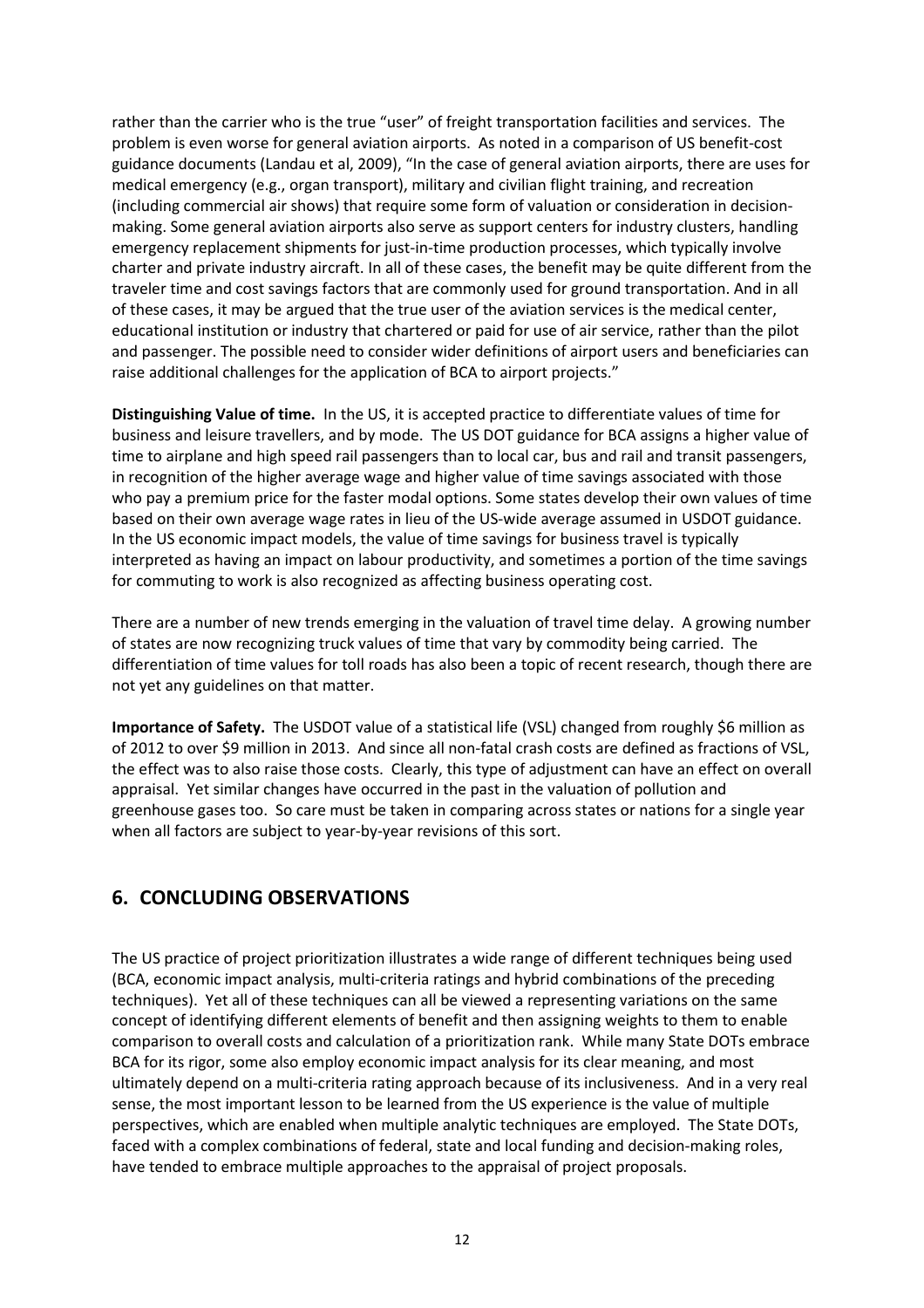rather than the carrier who is the true "user" of freight transportation facilities and services. The problem is even worse for general aviation airports. As noted in a comparison of US benefit-cost guidance documents (Landau et al, 2009), "In the case of general aviation airports, there are uses for medical emergency (e.g., organ transport), military and civilian flight training, and recreation (including commercial air shows) that require some form of valuation or consideration in decision-making. Some general aviation airports also serve as support centers for industry clusters, handling emergency replacement shipments for just-in-time production processes, which typically involve charter and private industry aircraft. In all of these cases, the benefit may be quite different from the traveler time and cost savings factors that are commonly used for ground transportation. And in all of these cases, it may be argued that the true user of the aviation services is the medical center, educational institution or industry that chartered or paid for use of air service, rather than the pilot and passenger. The possible need to consider wider definitions of airport users and beneficiaries can raise additional challenges for the application of BCA to airport projects."

**Distinguishing Value of time.** In the US, it is accepted practice to differentiate values of time for business and leisure travellers, and by mode. The US DOT guidance for BCA assigns a higher value of time to airplane and high speed rail passengers than to local car, bus and rail and transit passengers, in recognition of the higher average wage and higher value of time savings associated with those who pay a premium price for the faster modal options. Some states develop their own values of time based on their own average wage rates in lieu of the US-wide average assumed in USDOT guidance. In the US economic impact models, the value of time savings for business travel is typically interpreted as having an impact on labour productivity, and sometimes a portion of the time savings for commuting to work is also recognized as affecting business operating cost.

There are a number of new trends emerging in the valuation of travel time delay. A growing number of states are now recognizing truck values of time that vary by commodity being carried. The differentiation of time values for toll roads has also been a topic of recent research, though there are not yet any guidelines on that matter.

**Importance of Safety.** The USDOT value of a statistical life (VSL) changed from roughly $6 million as of 2012 to over $9 million in 2013. And since all non-fatal crash costs are defined as fractions of VSL, the effect was to also raise those costs. Clearly, this type of adjustment can have an effect on overall appraisal. Yet similar changes have occurred in the past in the valuation of pollution and greenhouse gases too. So care must be taken in comparing across states or nations for a single year when all factors are subject to year-by-year revisions of this sort.

## 6. CONCLUDING OBSERVATIONS

The US practice of project prioritization illustrates a wide range of different techniques being used (BCA, economic impact analysis, multi-criteria ratings and hybrid combinations of the preceding techniques). Yet all of these techniques can all be viewed a representing variations on the same concept of identifying different elements of benefit and then assigning weights to them to enable comparison to overall costs and calculation of a prioritization rank. While many State DOTs embrace BCA for its rigor, some also employ economic impact analysis for its clear meaning, and most ultimately depend on a multi-criteria rating approach because of its inclusiveness. And in a very real sense, the most important lesson to be learned from the US experience is the value of multiple perspectives, which are enabled when multiple analytic techniques are employed. The State DOTs, faced with a complex combinations of federal, state and local funding and decision-making roles, have tended to embrace multiple approaches to the appraisal of project proposals.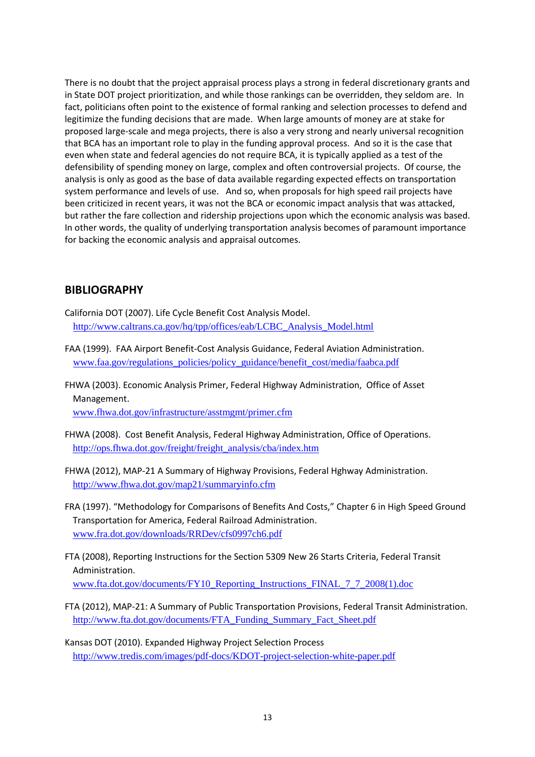There is no doubt that the project appraisal process plays a strong in federal discretionary grants and in State DOT project prioritization, and while those rankings can be overridden, they seldom are. In fact, politicians often point to the existence of formal ranking and selection processes to defend and legitimize the funding decisions that are made. When large amounts of money are at stake for proposed large-scale and mega projects, there is also a very strong and nearly universal recognition that BCA has an important role to play in the funding approval process. And so it is the case that even when state and federal agencies do not require BCA, it is typically applied as a test of the defensibility of spending money on large, complex and often controversial projects. Of course, the analysis is only as good as the base of data available regarding expected effects on transportation system performance and levels of use. And so, when proposals for high speed rail projects have been criticized in recent years, it was not the BCA or economic impact analysis that was attacked, but rather the fare collection and ridership projections upon which the economic analysis was based. In other words, the quality of underlying transportation analysis becomes of paramount importance for backing the economic analysis and appraisal outcomes.

## BIBLIOGRAPHY

California DOT (2007). Life Cycle Benefit Cost Analysis Model. http://www.caltrans.ca.gov/hq/tpp/offices/eab/LCBC_Analysis_Model.html

FAA (1999). FAA Airport Benefit-Cost Analysis Guidance, Federal Aviation Administration. www.faa.gov/regulations_policies/policy_guidance/benefit_cost/media/faabca.pdf

FHWA (2003). Economic Analysis Primer, Federal Highway Administration, Office of Asset Management. www.fhwa.dot.gov/infrastructure/asstmgmt/primer.cfm

FHWA (2008). Cost Benefit Analysis, Federal Highway Administration, Office of Operations. http://ops.fhwa.dot.gov/freight/freight_analysis/cba/index.htm

FHWA (2012), MAP-21 A Summary of Highway Provisions, Federal Hghway Administration. http://www.fhwa.dot.gov/map21/summaryinfo.cfm

FRA (1997). "Methodology for Comparisons of Benefits And Costs," Chapter 6 in High Speed Ground Transportation for America, Federal Railroad Administration. www.fra.dot.gov/downloads/RRDev/cfs0997ch6.pdf

FTA (2008), Reporting Instructions for the Section 5309 New 26 Starts Criteria, Federal Transit Administration. www.fta.dot.gov/documents/FY10_Reporting_Instructions_FINAL_7_7_2008(1).doc

FTA (2012), MAP-21: A Summary of Public Transportation Provisions, Federal Transit Administration. http://www.fta.dot.gov/documents/FTA_Funding_Summary_Fact_Sheet.pdf

Kansas DOT (2010). Expanded Highway Project Selection Process http://www.tredis.com/images/pdf-docs/KDOT-project-selection-white-paper.pdf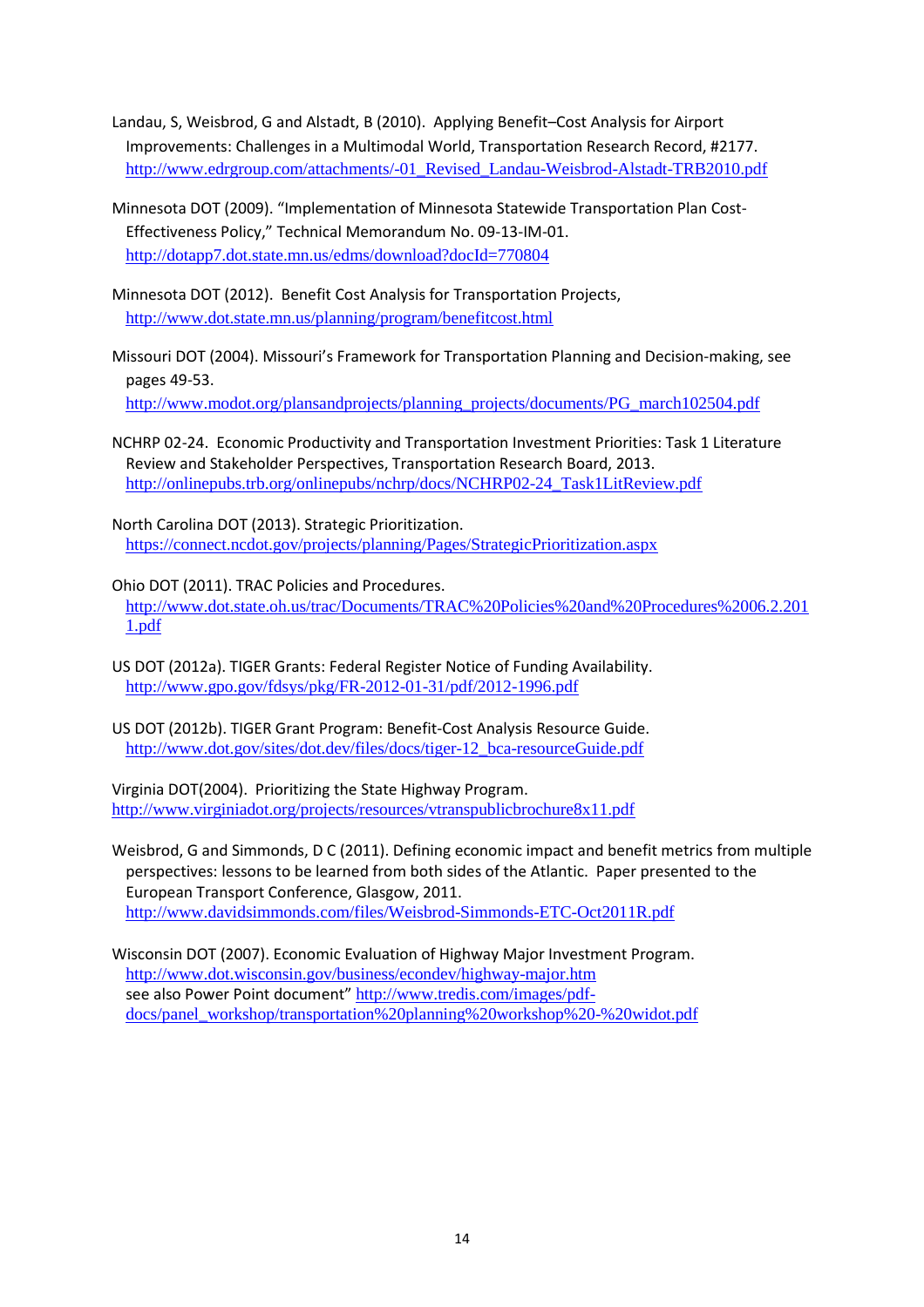Landau, S, Weisbrod, G and Alstadt, B (2010). Applying Benefit–Cost Analysis for Airport Improvements: Challenges in a Multimodal World, Transportation Research Record, #2177. http://www.edrgroup.com/attachments/-01_Revised_Landau-Weisbrod-Alstadt-TRB2010.pdf

Minnesota DOT (2009). "Implementation of Minnesota Statewide Transportation Plan Cost-Effectiveness Policy," Technical Memorandum No. 09-13-IM-01. http://dotapp7.dot.state.mn.us/edms/download?docId=770804

Minnesota DOT (2012). Benefit Cost Analysis for Transportation Projects, http://www.dot.state.mn.us/planning/program/benefitcost.html

Missouri DOT (2004). Missouri's Framework for Transportation Planning and Decision-making, see pages 49-53. http://www.modot.org/plansandprojects/planning_projects/documents/PG_march102504.pdf

NCHRP 02-24. Economic Productivity and Transportation Investment Priorities: Task 1 Literature Review and Stakeholder Perspectives, Transportation Research Board, 2013. http://onlinepubs.trb.org/onlinepubs/nchrp/docs/NCHRP02-24_Task1LitReview.pdf

North Carolina DOT (2013). Strategic Prioritization. https://connect.ncdot.gov/projects/planning/Pages/StrategicPrioritization.aspx

Ohio DOT (2011). TRAC Policies and Procedures. http://www.dot.state.oh.us/trac/Documents/TRAC%20Policies%20and%20Procedures%2006.2.2011.pdf

US DOT (2012a). TIGER Grants: Federal Register Notice of Funding Availability. http://www.gpo.gov/fdsys/pkg/FR-2012-01-31/pdf/2012-1996.pdf

US DOT (2012b). TIGER Grant Program: Benefit-Cost Analysis Resource Guide. http://www.dot.gov/sites/dot.dev/files/docs/tiger-12_bca-resourceGuide.pdf

Virginia DOT(2004). Prioritizing the State Highway Program. http://www.virginiadot.org/projects/resources/vtranspublicbrochure8x11.pdf

Weisbrod, G and Simmonds, D C (2011). Defining economic impact and benefit metrics from multiple perspectives: lessons to be learned from both sides of the Atlantic. Paper presented to the European Transport Conference, Glasgow, 2011. http://www.davidsimmonds.com/files/Weisbrod-Simmonds-ETC-Oct2011R.pdf

Wisconsin DOT (2007). Economic Evaluation of Highway Major Investment Program. http://www.dot.wisconsin.gov/business/econdev/highway-major.htm see also Power Point document" http://www.tredis.com/images/pdf-docs/panel_workshop/transportation%20planning%20workshop%20-%20widot.pdf